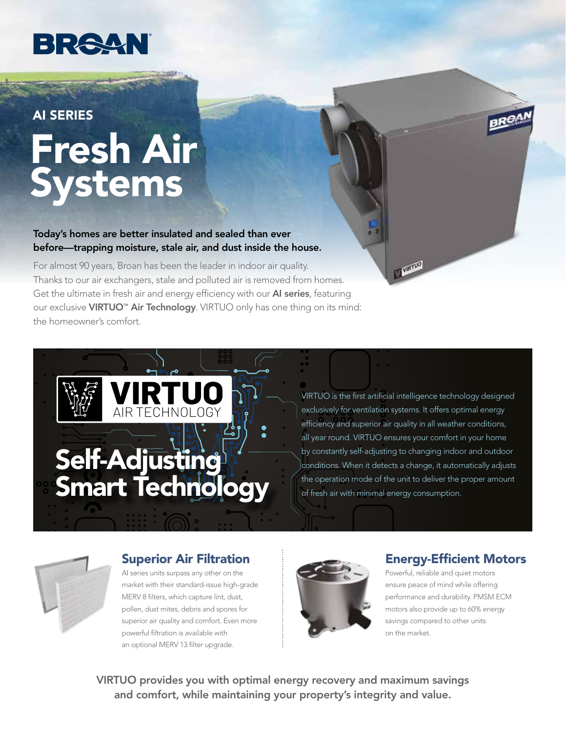BROAN

AI SERIES

# Fresh Air Systems

**Today's homes are better insulated and sealed than ever before—trapping moisture, stale air, and dust inside the house.**

For almost 90 years, Broan has been the leader in indoor air quality. Thanks to our air exchangers, stale and polluted air is removed from homes. Get the ultimate in fresh air and energy efficiency with our **AI series**, featuring our exclusive **VIRTUO™ Air Technology**. VIRTUO only has one thing on its mind: the homeowner's comfort.

VIRTUO AIR TECHNOLOGY

## Self-Adjusting Smart Technology

VIRTUO is the first artificial intelligence technology designed exclusively for ventilation systems. It offers optimal energy efficiency and superior air quality in all weather conditions, all year round. VIRTUO ensures your comfort in your home by constantly self-adjusting to changing indoor and outdoor conditions. When it detects a change, it automatically adjusts the operation mode of the unit to deliver the proper amount of fresh air with minimal energy consumption.

### Superior Air Filtration

AI series units surpass any other on the market with their standard-issue high-grade MERV 8 filters, which capture lint, dust, pollen, dust mites, debris and spores for superior air quality and comfort. Even more powerful filtration is available with an optional MERV 13 filter upgrade.

### Energy-Efficient Motors

Powerful, reliable and quiet motors ensure peace of mind while offering performance and durability. PMSM ECM motors also provide up to 60% energy savings compared to other units on the market.

**VIRTUO provides you with optimal energy recovery and maximum savings and comfort, while maintaining your property's integrity and value.**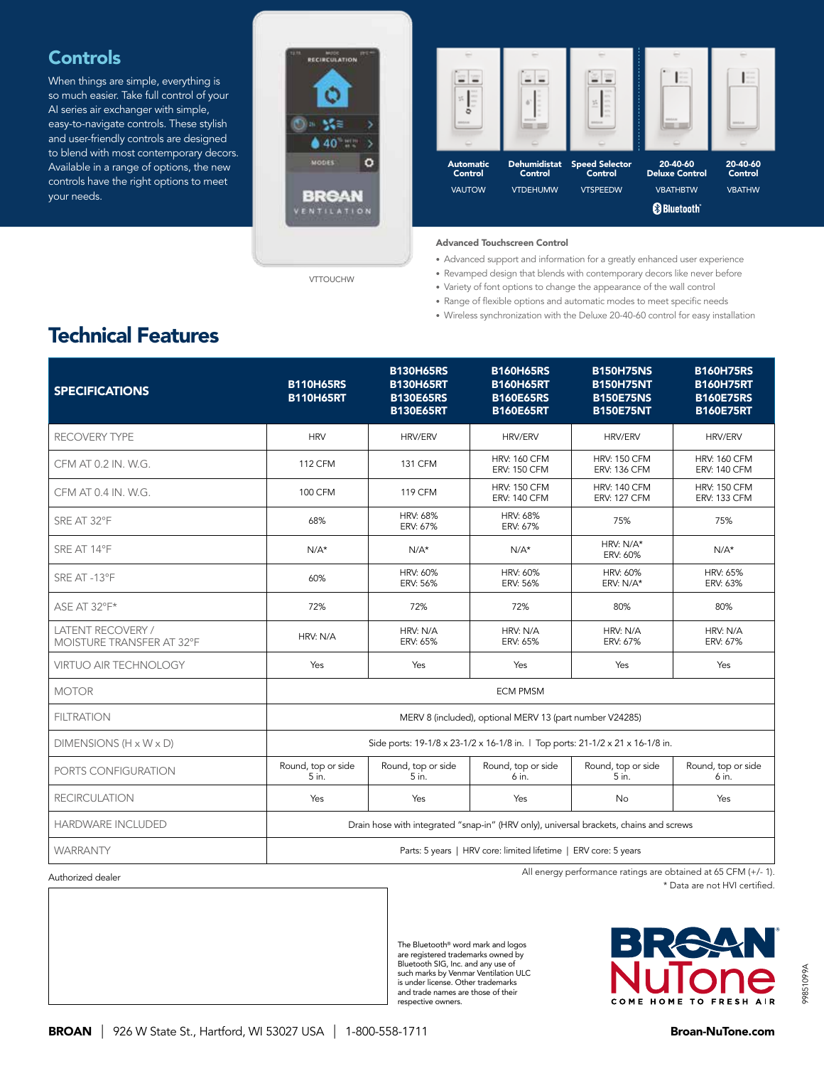## Controls

When things are simple, everything is so much easier. Take full control of your AI series air exchanger with simple, easy-to-navigate controls. These stylish and user-friendly controls are designed to blend with most contemporary decors. Available in a range of options, the new controls have the right options to meet your needs.

VTTOUCHW

| Automatic Control | Dehumidistat Control | Speed Selector Control | 20-40-60 Deluxe Control | 20-40-60 Control |
|---|---|---|---|---|
| VAUTOW | VTDEHUMW | VTSPEEDW | VBATHBTW | VBATHW |

Bluetooth

**Advanced Touchscreen Control**

- Advanced support and information for a greatly enhanced user experience
- Revamped design that blends with contemporary decors like never before
- Variety of font options to change the appearance of the wall control
- Range of flexible options and automatic modes to meet specific needs
- Wireless synchronization with the Deluxe 20-40-60 control for easy installation

# Technical Features

| SPECIFICATIONS | B110H65RS B110H65RT | B130H65RS B130H65RT B130E65RS B130E65RT | B160H65RS B160H65RT B160E65RS B160E65RT | B150H75NS B150H75NT B150E75NS B150E75NT | B160H75RS B160H75RT B160E75RS B160E75RT |
|---|---|---|---|---|---|
| RECOVERY TYPE | HRV | HRV/ERV | HRV/ERV | HRV/ERV | HRV/ERV |
| CFM AT 0.2 IN. W.G. | 112 CFM | 131 CFM | HRV: 160 CFM ERV: 150 CFM | HRV: 150 CFM ERV: 136 CFM | HRV: 160 CFM ERV: 140 CFM |
| CFM AT 0.4 IN. W.G. | 100 CFM | 119 CFM | HRV: 150 CFM ERV: 140 CFM | HRV: 140 CFM ERV: 127 CFM | HRV: 150 CFM ERV: 133 CFM |
| SRE AT 32°F | 68% | HRV: 68% ERV: 67% | HRV: 68% ERV: 67% | 75% | 75% |
| SRE AT 14°F | N/A* | N/A* | N/A* | HRV: N/A* ERV: 60% | N/A* |
| SRE AT -13°F | 60% | HRV: 60% ERV: 56% | HRV: 60% ERV: 56% | HRV: 60% ERV: N/A* | HRV: 65% ERV: 63% |
| ASE AT 32°F* | 72% | 72% | 72% | 80% | 80% |
| LATENT RECOVERY / MOISTURE TRANSFER AT 32°F | HRV: N/A | HRV: N/A ERV: 65% | HRV: N/A ERV: 65% | HRV: N/A ERV: 67% | HRV: N/A ERV: 67% |
| VIRTUO AIR TECHNOLOGY | Yes | Yes | Yes | Yes | Yes |
| MOTOR | ECM PMSM | | | | |
| FILTRATION | MERV 8 (included), optional MERV 13 (part number V24285) | | | | |
| DIMENSIONS (H x W x D) | Side ports: 19-1/8 x 23-1/2 x 16-1/8 in. \| Top ports: 21-1/2 x 21 x 16-1/8 in. | | | | |
| PORTS CONFIGURATION | Round, top or side 5 in. | Round, top or side 5 in. | Round, top or side 6 in. | Round, top or side 5 in. | Round, top or side 6 in. |
| RECIRCULATION | Yes | Yes | Yes | No | Yes |
| HARDWARE INCLUDED | Drain hose with integrated "snap-in" (HRV only), universal brackets, chains and screws | | | | |
| WARRANTY | Parts: 5 years \| HRV core: limited lifetime \| ERV core: 5 years | | | | |

All energy performance ratings are obtained at 65 CFM (+/- 1).
* Data are not HVI certified.

Authorized dealer

The Bluetooth® word mark and logos are registered trademarks owned by Bluetooth SIG, Inc. and any use of such marks by Venmar Ventilation ULC is under license. Other trademarks and trade names are those of their respective owners.

BROAN NuTone® COME HOME TO FRESH AIR

99851099A

**BROAN** | 926 W State St., Hartford, WI 53027 USA | 1-800-558-1711 **Broan-NuTone.com**